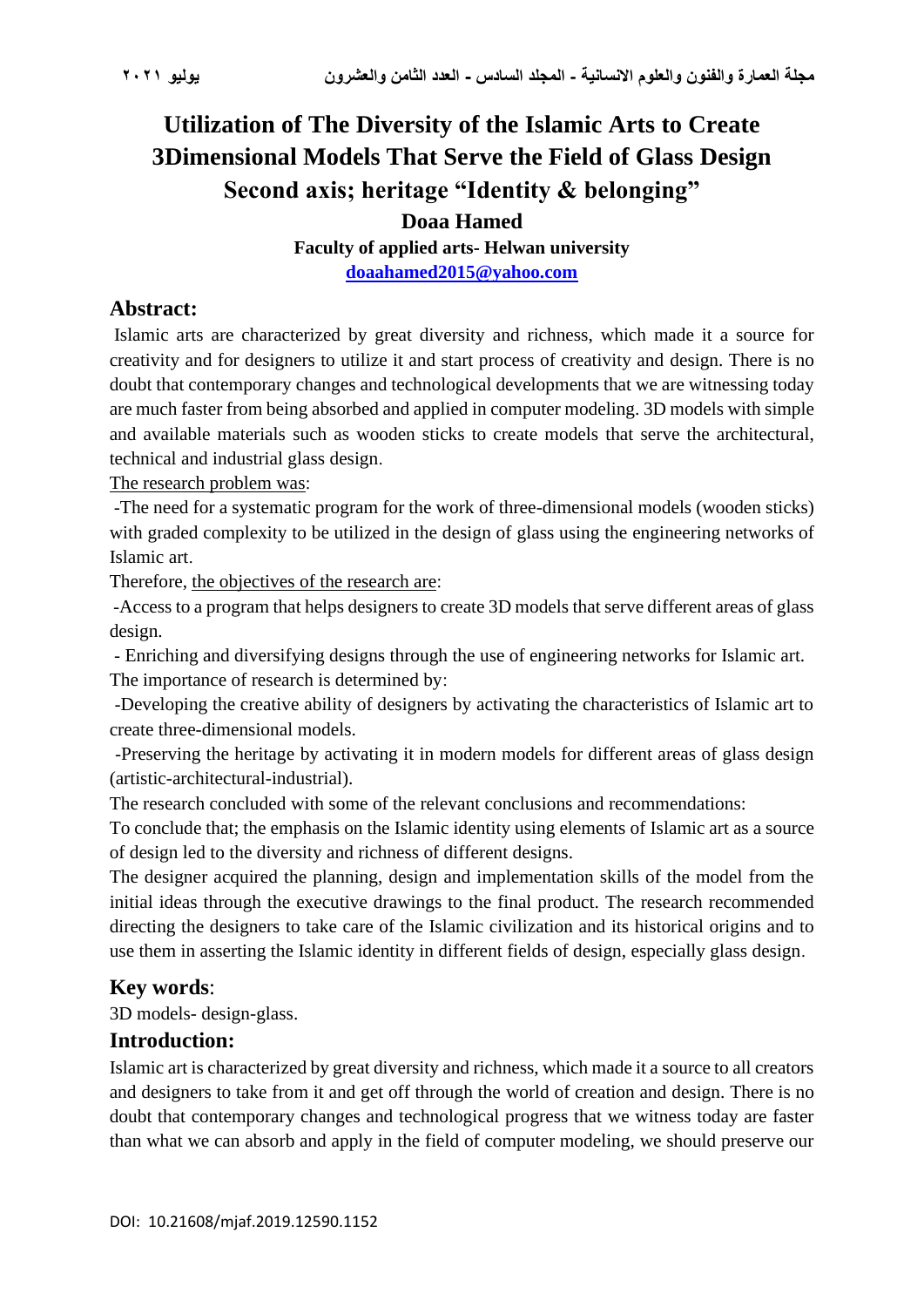# Utilization of The Diversity of the Islamic Arts to Create 3Dimensional Models That Serve the Field of Glass Design

## Second axis; heritage "Identity & belonging"

**Doaa Hamed**

**Faculty of applied arts- Helwan university**

**doaahamed2015@yahoo.com**

## Abstract:

Islamic arts are characterized by great diversity and richness, which made it a source for creativity and for designers to utilize it and start process of creativity and design. There is no doubt that contemporary changes and technological developments that we are witnessing today are much faster from being absorbed and applied in computer modeling. 3D models with simple and available materials such as wooden sticks to create models that serve the architectural, technical and industrial glass design.

The research problem was:

-The need for a systematic program for the work of three-dimensional models (wooden sticks) with graded complexity to be utilized in the design of glass using the engineering networks of Islamic art.

Therefore, the objectives of the research are:

-Access to a program that helps designers to create 3D models that serve different areas of glass design.

- Enriching and diversifying designs through the use of engineering networks for Islamic art.

The importance of research is determined by:

-Developing the creative ability of designers by activating the characteristics of Islamic art to create three-dimensional models.

-Preserving the heritage by activating it in modern models for different areas of glass design (artistic-architectural-industrial).

The research concluded with some of the relevant conclusions and recommendations:

To conclude that; the emphasis on the Islamic identity using elements of Islamic art as a source of design led to the diversity and richness of different designs.

The designer acquired the planning, design and implementation skills of the model from the initial ideas through the executive drawings to the final product. The research recommended directing the designers to take care of the Islamic civilization and its historical origins and to use them in asserting the Islamic identity in different fields of design, especially glass design.

## Key words:

3D models- design-glass.

## Introduction:

Islamic art is characterized by great diversity and richness, which made it a source to all creators and designers to take from it and get off through the world of creation and design. There is no doubt that contemporary changes and technological progress that we witness today are faster than what we can absorb and apply in the field of computer modeling, we should preserve our

DOI: 10.21608/mjaf.2019.12590.1152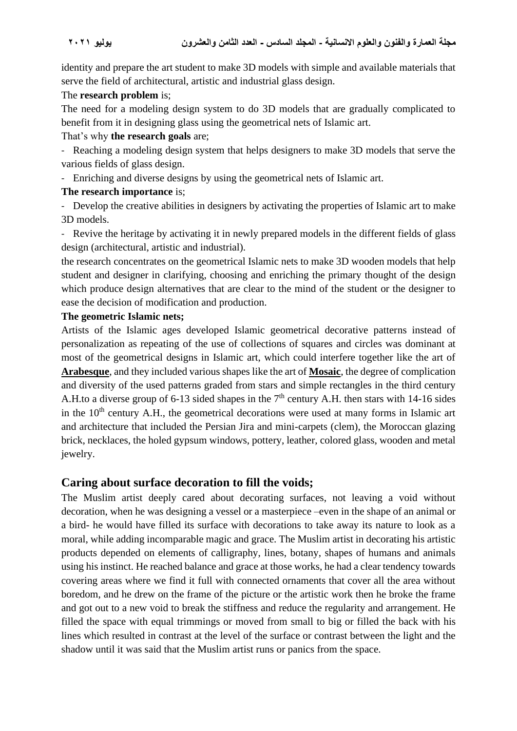identity and prepare the art student to make 3D models with simple and available materials that serve the field of architectural, artistic and industrial glass design.

The **research problem** is;

The need for a modeling design system to do 3D models that are gradually complicated to benefit from it in designing glass using the geometrical nets of Islamic art.

That's why **the research goals** are;

- Reaching a modeling design system that helps designers to make 3D models that serve the various fields of glass design.
- Enriching and diverse designs by using the geometrical nets of Islamic art.

**The research importance** is;

- Develop the creative abilities in designers by activating the properties of Islamic art to make 3D models.
- Revive the heritage by activating it in newly prepared models in the different fields of glass design (architectural, artistic and industrial).

the research concentrates on the geometrical Islamic nets to make 3D wooden models that help student and designer in clarifying, choosing and enriching the primary thought of the design which produce design alternatives that are clear to the mind of the student or the designer to ease the decision of modification and production.

**The geometric Islamic nets;**

Artists of the Islamic ages developed Islamic geometrical decorative patterns instead of personalization as repeating of the use of collections of squares and circles was dominant at most of the geometrical designs in Islamic art, which could interfere together like the art of **Arabesque**, and they included various shapes like the art of **Mosaic**, the degree of complication and diversity of the used patterns graded from stars and simple rectangles in the third century A.H.to a diverse group of 6-13 sided shapes in the 7th century A.H. then stars with 14-16 sides in the 10th century A.H., the geometrical decorations were used at many forms in Islamic art and architecture that included the Persian Jira and mini-carpets (clem), the Moroccan glazing brick, necklaces, the holed gypsum windows, pottery, leather, colored glass, wooden and metal jewelry.

## Caring about surface decoration to fill the voids;

The Muslim artist deeply cared about decorating surfaces, not leaving a void without decoration, when he was designing a vessel or a masterpiece –even in the shape of an animal or a bird- he would have filled its surface with decorations to take away its nature to look as a moral, while adding incomparable magic and grace. The Muslim artist in decorating his artistic products depended on elements of calligraphy, lines, botany, shapes of humans and animals using his instinct. He reached balance and grace at those works, he had a clear tendency towards covering areas where we find it full with connected ornaments that cover all the area without boredom, and he drew on the frame of the picture or the artistic work then he broke the frame and got out to a new void to break the stiffness and reduce the regularity and arrangement. He filled the space with equal trimmings or moved from small to big or filled the back with his lines which resulted in contrast at the level of the surface or contrast between the light and the shadow until it was said that the Muslim artist runs or panics from the space.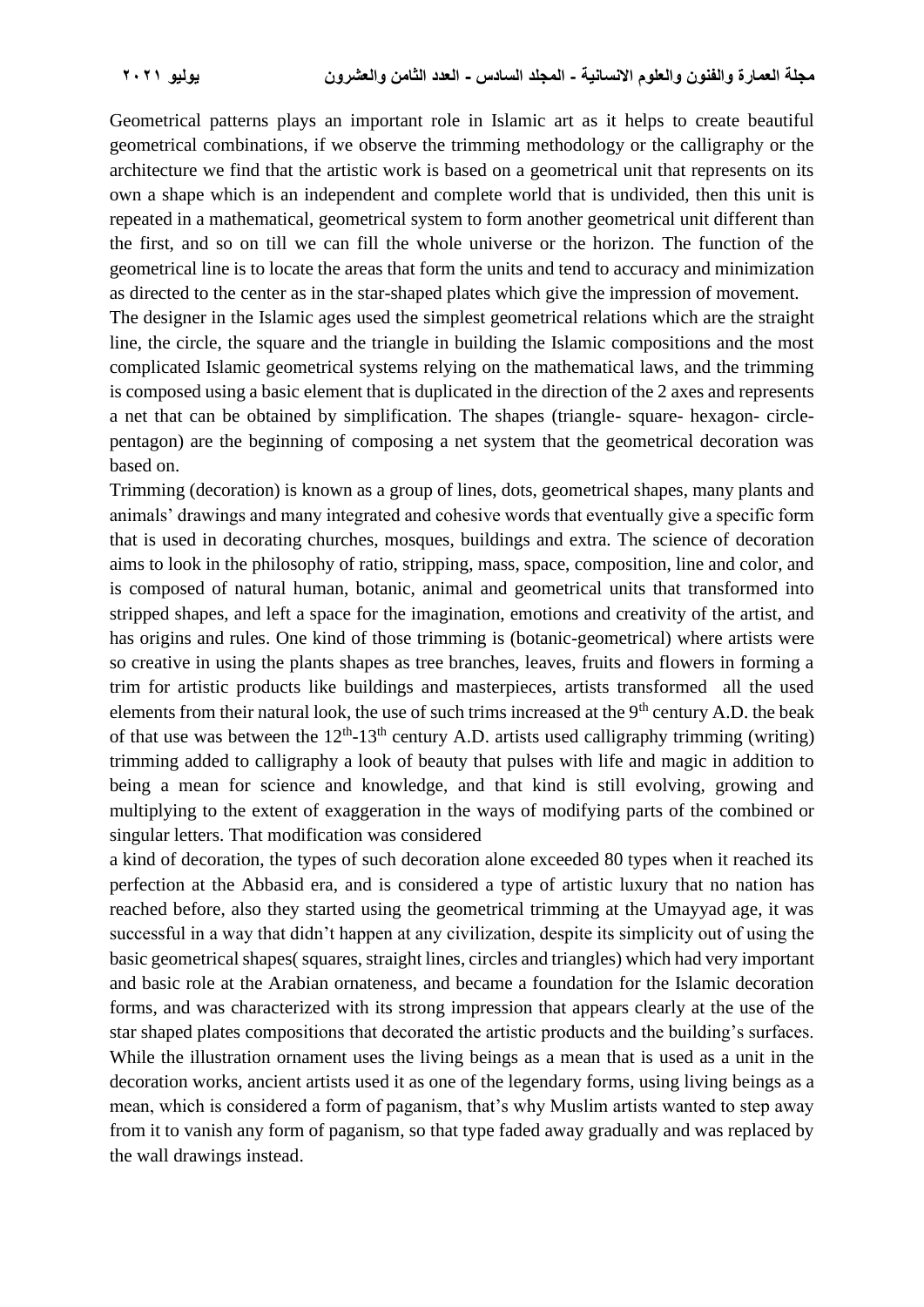Geometrical patterns plays an important role in Islamic art as it helps to create beautiful geometrical combinations, if we observe the trimming methodology or the calligraphy or the architecture we find that the artistic work is based on a geometrical unit that represents on its own a shape which is an independent and complete world that is undivided, then this unit is repeated in a mathematical, geometrical system to form another geometrical unit different than the first, and so on till we can fill the whole universe or the horizon. The function of the geometrical line is to locate the areas that form the units and tend to accuracy and minimization as directed to the center as in the star-shaped plates which give the impression of movement.

The designer in the Islamic ages used the simplest geometrical relations which are the straight line, the circle, the square and the triangle in building the Islamic compositions and the most complicated Islamic geometrical systems relying on the mathematical laws, and the trimming is composed using a basic element that is duplicated in the direction of the 2 axes and represents a net that can be obtained by simplification. The shapes (triangle- square- hexagon- circle-pentagon) are the beginning of composing a net system that the geometrical decoration was based on.

Trimming (decoration) is known as a group of lines, dots, geometrical shapes, many plants and animals' drawings and many integrated and cohesive words that eventually give a specific form that is used in decorating churches, mosques, buildings and extra. The science of decoration aims to look in the philosophy of ratio, stripping, mass, space, composition, line and color, and is composed of natural human, botanic, animal and geometrical units that transformed into stripped shapes, and left a space for the imagination, emotions and creativity of the artist, and has origins and rules. One kind of those trimming is (botanic-geometrical) where artists were so creative in using the plants shapes as tree branches, leaves, fruits and flowers in forming a trim for artistic products like buildings and masterpieces, artists transformed all the used elements from their natural look, the use of such trims increased at the 9th century A.D. the beak of that use was between the 12th-13th century A.D. artists used calligraphy trimming (writing) trimming added to calligraphy a look of beauty that pulses with life and magic in addition to being a mean for science and knowledge, and that kind is still evolving, growing and multiplying to the extent of exaggeration in the ways of modifying parts of the combined or singular letters. That modification was considered a kind of decoration, the types of such decoration alone exceeded 80 types when it reached its perfection at the Abbasid era, and is considered a type of artistic luxury that no nation has reached before, also they started using the geometrical trimming at the Umayyad age, it was successful in a way that didn't happen at any civilization, despite its simplicity out of using the basic geometrical shapes( squares, straight lines, circles and triangles) which had very important and basic role at the Arabian ornateness, and became a foundation for the Islamic decoration forms, and was characterized with its strong impression that appears clearly at the use of the star shaped plates compositions that decorated the artistic products and the building's surfaces. While the illustration ornament uses the living beings as a mean that is used as a unit in the decoration works, ancient artists used it as one of the legendary forms, using living beings as a mean, which is considered a form of paganism, that's why Muslim artists wanted to step away from it to vanish any form of paganism, so that type faded away gradually and was replaced by the wall drawings instead.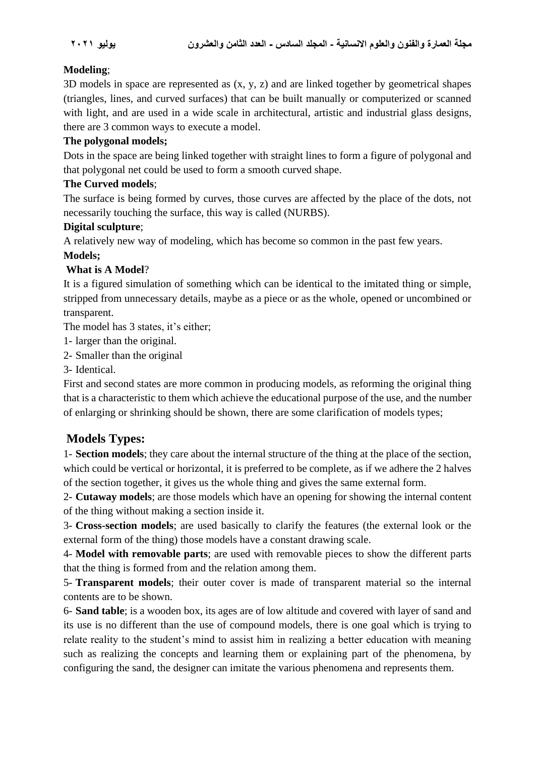**Modeling**;

3D models in space are represented as (x, y, z) and are linked together by geometrical shapes (triangles, lines, and curved surfaces) that can be built manually or computerized or scanned with light, and are used in a wide scale in architectural, artistic and industrial glass designs, there are 3 common ways to execute a model.

**The polygonal models;**

Dots in the space are being linked together with straight lines to form a figure of polygonal and that polygonal net could be used to form a smooth curved shape.

**The Curved models**;

The surface is being formed by curves, those curves are affected by the place of the dots, not necessarily touching the surface, this way is called (NURBS).

**Digital sculpture**;

A relatively new way of modeling, which has become so common in the past few years.

**Models;**

**What is A Model**?

It is a figured simulation of something which can be identical to the imitated thing or simple, stripped from unnecessary details, maybe as a piece or as the whole, opened or uncombined or transparent.

The model has 3 states, it's either;

1- larger than the original.

2- Smaller than the original

3- Identical.

First and second states are more common in producing models, as reforming the original thing that is a characteristic to them which achieve the educational purpose of the use, and the number of enlarging or shrinking should be shown, there are some clarification of models types;

## Models Types:

1- **Section models**; they care about the internal structure of the thing at the place of the section, which could be vertical or horizontal, it is preferred to be complete, as if we adhere the 2 halves of the section together, it gives us the whole thing and gives the same external form.

2- **Cutaway models**; are those models which have an opening for showing the internal content of the thing without making a section inside it.

3- **Cross-section models**; are used basically to clarify the features (the external look or the external form of the thing) those models have a constant drawing scale.

4- **Model with removable parts**; are used with removable pieces to show the different parts that the thing is formed from and the relation among them.

5- **Transparent models**; their outer cover is made of transparent material so the internal contents are to be shown.

6- **Sand table**; is a wooden box, its ages are of low altitude and covered with layer of sand and its use is no different than the use of compound models, there is one goal which is trying to relate reality to the student's mind to assist him in realizing a better education with meaning such as realizing the concepts and learning them or explaining part of the phenomena, by configuring the sand, the designer can imitate the various phenomena and represents them.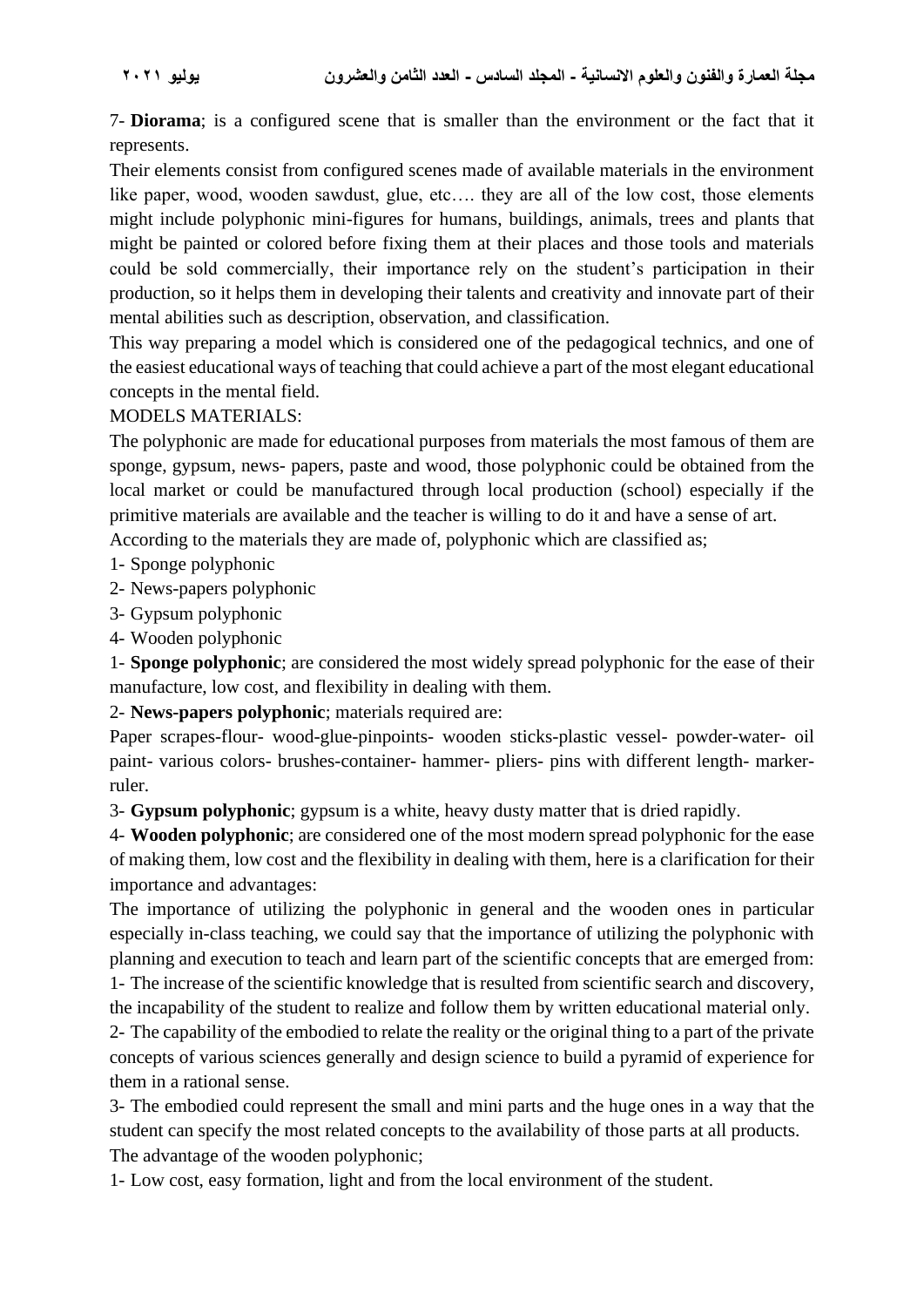7- **Diorama**; is a configured scene that is smaller than the environment or the fact that it represents.

Their elements consist from configured scenes made of available materials in the environment like paper, wood, wooden sawdust, glue, etc…. they are all of the low cost, those elements might include polyphonic mini-figures for humans, buildings, animals, trees and plants that might be painted or colored before fixing them at their places and those tools and materials could be sold commercially, their importance rely on the student's participation in their production, so it helps them in developing their talents and creativity and innovate part of their mental abilities such as description, observation, and classification.

This way preparing a model which is considered one of the pedagogical technics, and one of the easiest educational ways of teaching that could achieve a part of the most elegant educational concepts in the mental field.

MODELS MATERIALS:

The polyphonic are made for educational purposes from materials the most famous of them are sponge, gypsum, news- papers, paste and wood, those polyphonic could be obtained from the local market or could be manufactured through local production (school) especially if the primitive materials are available and the teacher is willing to do it and have a sense of art.

According to the materials they are made of, polyphonic which are classified as;

1- Sponge polyphonic
2- News-papers polyphonic
3- Gypsum polyphonic
4- Wooden polyphonic

1- **Sponge polyphonic**; are considered the most widely spread polyphonic for the ease of their manufacture, low cost, and flexibility in dealing with them.

2- **News-papers polyphonic**; materials required are:

Paper scrapes-flour- wood-glue-pinpoints- wooden sticks-plastic vessel- powder-water- oil paint- various colors- brushes-container- hammer- pliers- pins with different length- marker-ruler.

3- **Gypsum polyphonic**; gypsum is a white, heavy dusty matter that is dried rapidly.

4- **Wooden polyphonic**; are considered one of the most modern spread polyphonic for the ease of making them, low cost and the flexibility in dealing with them, here is a clarification for their importance and advantages:

The importance of utilizing the polyphonic in general and the wooden ones in particular especially in-class teaching, we could say that the importance of utilizing the polyphonic with planning and execution to teach and learn part of the scientific concepts that are emerged from:

1- The increase of the scientific knowledge that is resulted from scientific search and discovery, the incapability of the student to realize and follow them by written educational material only.

2- The capability of the embodied to relate the reality or the original thing to a part of the private concepts of various sciences generally and design science to build a pyramid of experience for them in a rational sense.

3- The embodied could represent the small and mini parts and the huge ones in a way that the student can specify the most related concepts to the availability of those parts at all products.

The advantage of the wooden polyphonic;

1- Low cost, easy formation, light and from the local environment of the student.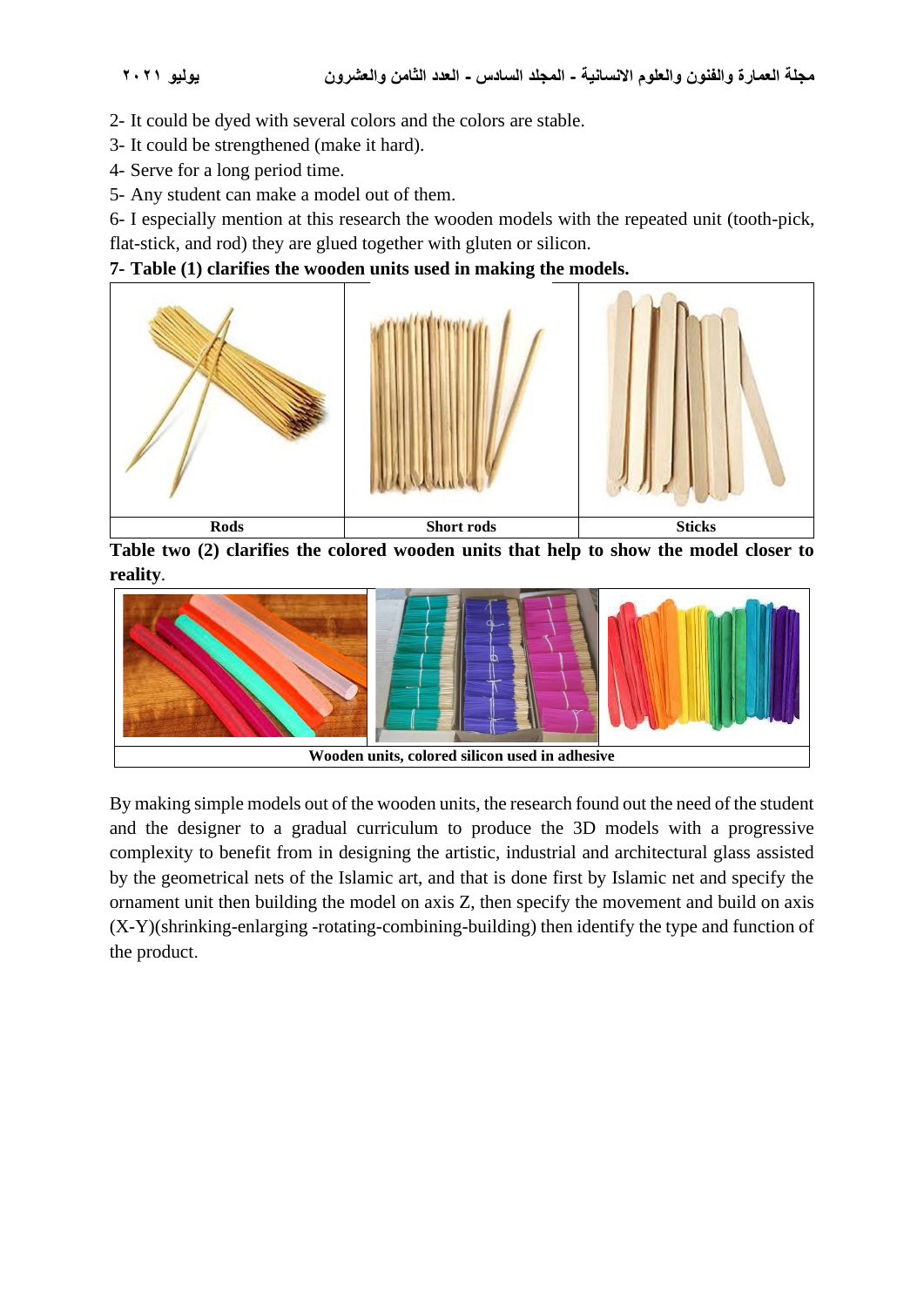2- It could be dyed with several colors and the colors are stable.

3- It could be strengthened (make it hard).

4- Serve for a long period time.

5- Any student can make a model out of them.

6- I especially mention at this research the wooden models with the repeated unit (tooth-pick, flat-stick, and rod) they are glued together with gluten or silicon.

**7- Table (1) clarifies the wooden units used in making the models.**

| | | |
|---|---|---|
| **Rods** | **Short rods** | **Sticks** |

**Table two (2) clarifies the colored wooden units that help to show the model closer to reality**.

**Wooden units, colored silicon used in adhesive**

By making simple models out of the wooden units, the research found out the need of the student and the designer to a gradual curriculum to produce the 3D models with a progressive complexity to benefit from in designing the artistic, industrial and architectural glass assisted by the geometrical nets of the Islamic art, and that is done first by Islamic net and specify the ornament unit then building the model on axis Z, then specify the movement and build on axis (X-Y)(shrinking-enlarging -rotating-combining-building) then identify the type and function of the product.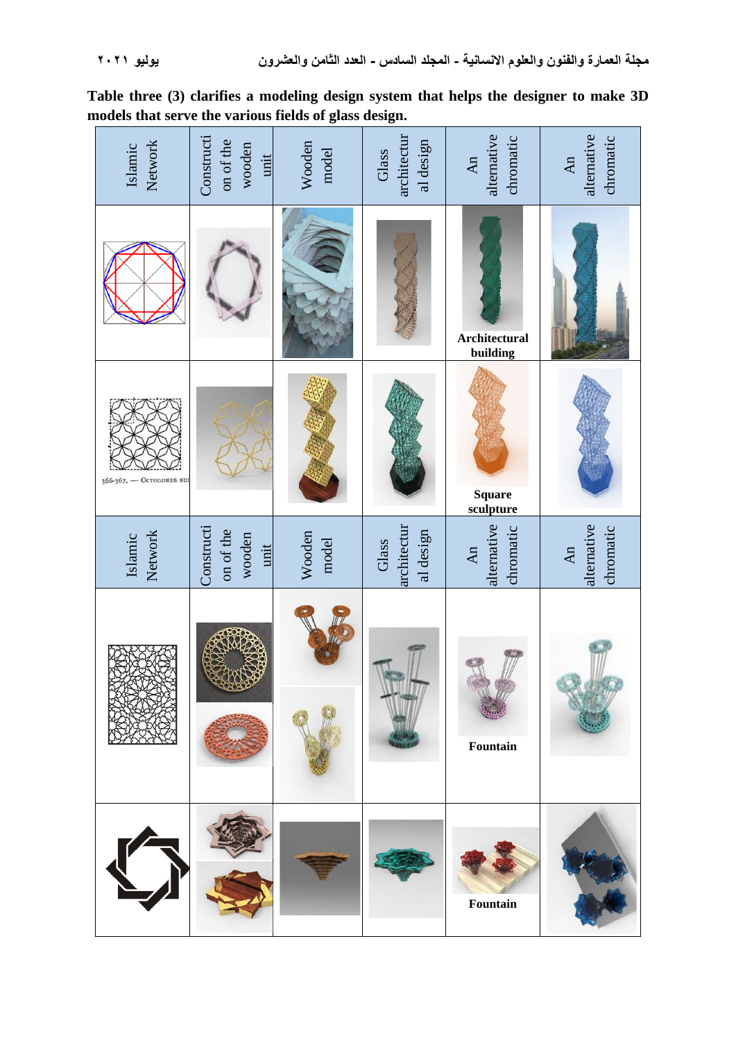**Table three (3) clarifies a modeling design system that helps the designer to make 3D models that serve the various fields of glass design.**

| Islamic Network | Construction of the wooden unit | Wooden model | Glass architectural design | An alternative chromatic | An alternative chromatic |
|---|---|---|---|---|---|
| | | | | **Architectural building** | |
| 366-367. — Octogones su | | | | **Square sculpture** | |
| **Islamic Network** | **Construction of the wooden unit** | **Wooden model** | **Glass architectural design** | **An alternative chromatic** | **An alternative chromatic** |
| | | | | **Fountain** | |
| | | | | **Fountain** | |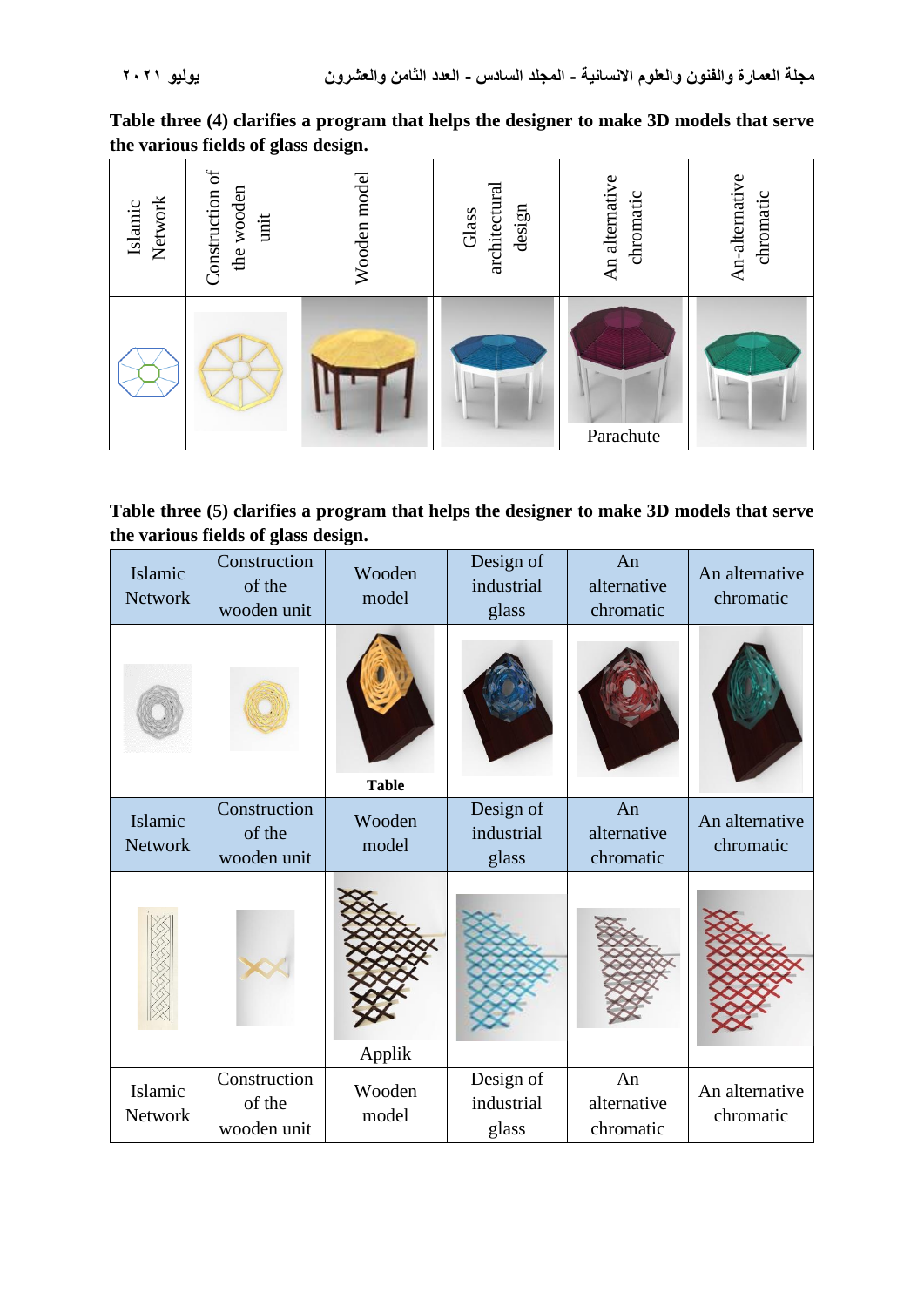**Table three (4) clarifies a program that helps the designer to make 3D models that serve the various fields of glass design.**

| Islamic Network | Construction of the wooden unit | Wooden model | Glass architectural design | An alternative chromatic | An-alternative chromatic |
|---|---|---|---|---|---|
| | | | | Parachute | |

**Table three (5) clarifies a program that helps the designer to make 3D models that serve the various fields of glass design.**

| Islamic Network | Construction of the wooden unit | Wooden model | Design of industrial glass | An alternative chromatic | An alternative chromatic |
|---|---|---|---|---|---|
| | | Table | | | |
| Islamic Network | Construction of the wooden unit | Wooden model | Design of industrial glass | An alternative chromatic | An alternative chromatic |
| | | Applik | | | |
| Islamic Network | Construction of the wooden unit | Wooden model | Design of industrial glass | An alternative chromatic | An alternative chromatic |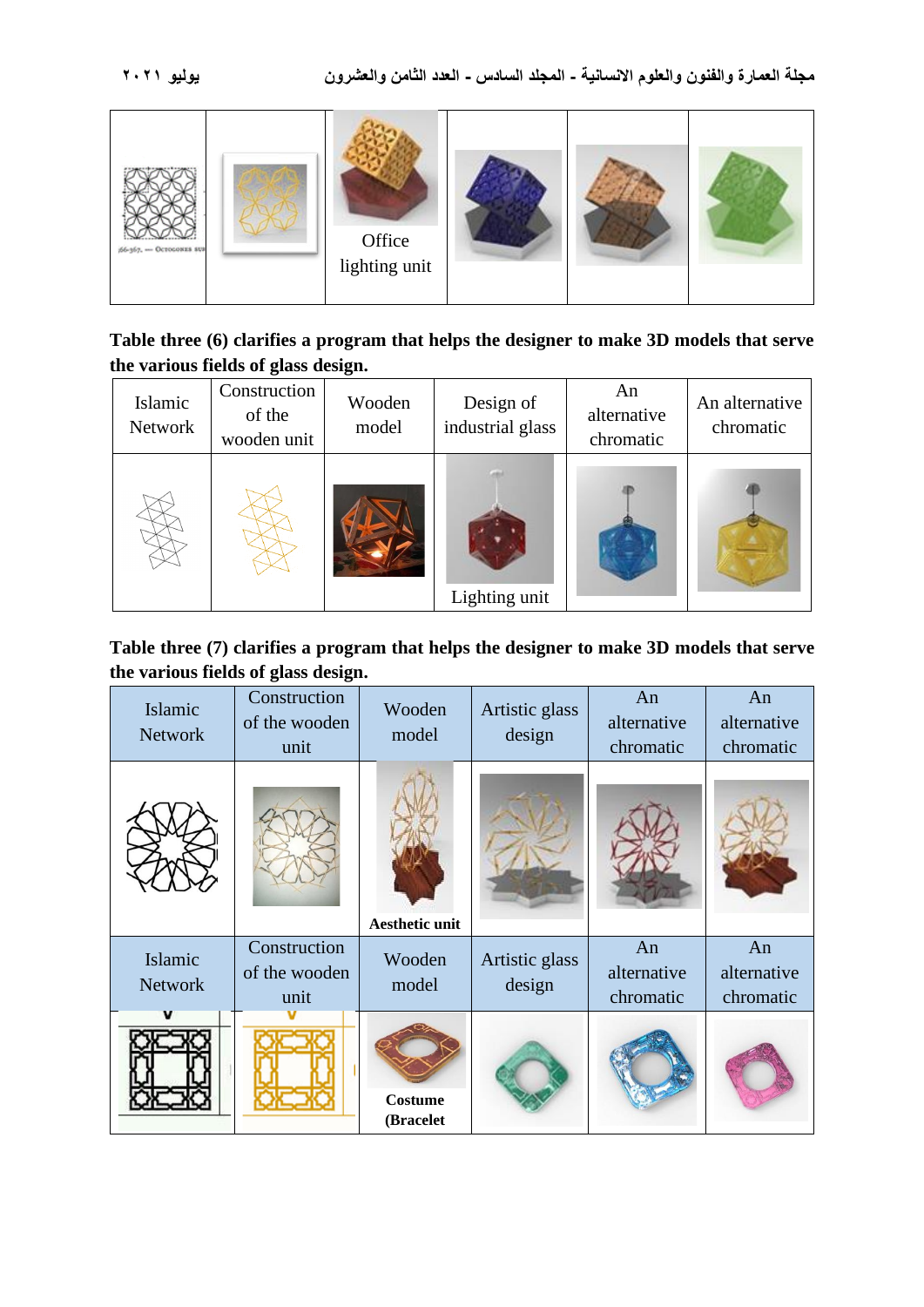| | | | | | |
|---|---|---|---|---|---|
| 366-367. — Octogones sur | | Office lighting unit | | | |

**Table three (6) clarifies a program that helps the designer to make 3D models that serve the various fields of glass design.**

| Islamic Network | Construction of the wooden unit | Wooden model | Design of industrial glass | An alternative chromatic | An alternative chromatic |
|---|---|---|---|---|---|
| | | | Lighting unit | | |

**Table three (7) clarifies a program that helps the designer to make 3D models that serve the various fields of glass design.**

| Islamic Network | Construction of the wooden unit | Wooden model | Artistic glass design | An alternative chromatic | An alternative chromatic |
|---|---|---|---|---|---|
| | | **Aesthetic unit** | | | |
| Islamic Network | Construction of the wooden unit | Wooden model | Artistic glass design | An alternative chromatic | An alternative chromatic |
| | | **Costume (Bracelet** | | | |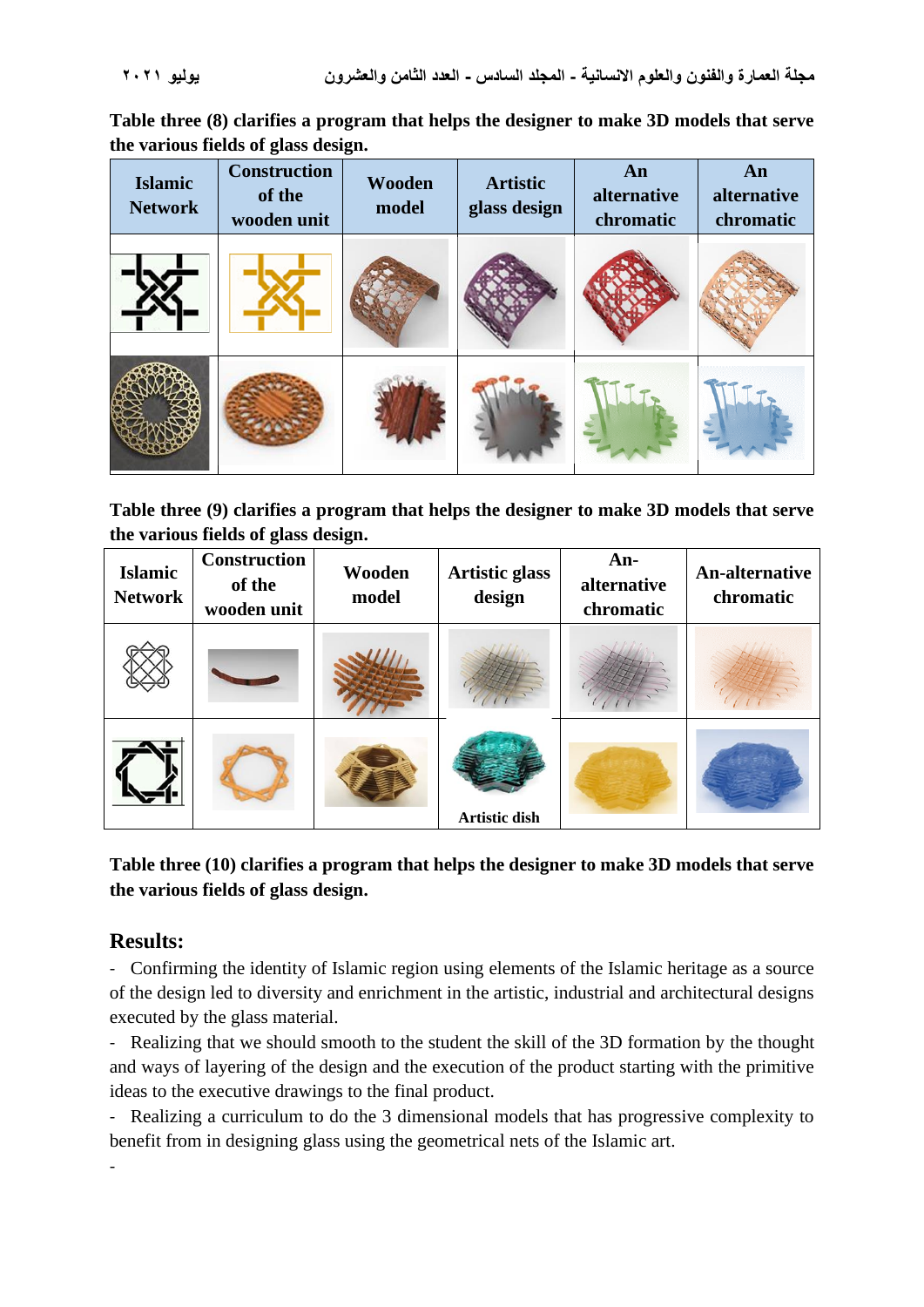Table three (8) clarifies a program that helps the designer to make 3D models that serve the various fields of glass design.

| Islamic Network | Construction of the wooden unit | Wooden model | Artistic glass design | An alternative chromatic | An alternative chromatic |
|---|---|---|---|---|---|
| | | | | | |
| | | | | | |

Table three (9) clarifies a program that helps the designer to make 3D models that serve the various fields of glass design.

| Islamic Network | Construction of the wooden unit | Wooden model | Artistic glass design | An-alternative chromatic | An-alternative chromatic |
|---|---|---|---|---|---|
| | | | | | |
| | | | Artistic dish | | |

Table three (10) clarifies a program that helps the designer to make 3D models that serve the various fields of glass design.

## Results:

- Confirming the identity of Islamic region using elements of the Islamic heritage as a source of the design led to diversity and enrichment in the artistic, industrial and architectural designs executed by the glass material.
- Realizing that we should smooth to the student the skill of the 3D formation by the thought and ways of layering of the design and the execution of the product starting with the primitive ideas to the executive drawings to the final product.
- Realizing a curriculum to do the 3 dimensional models that has progressive complexity to benefit from in designing glass using the geometrical nets of the Islamic art.
-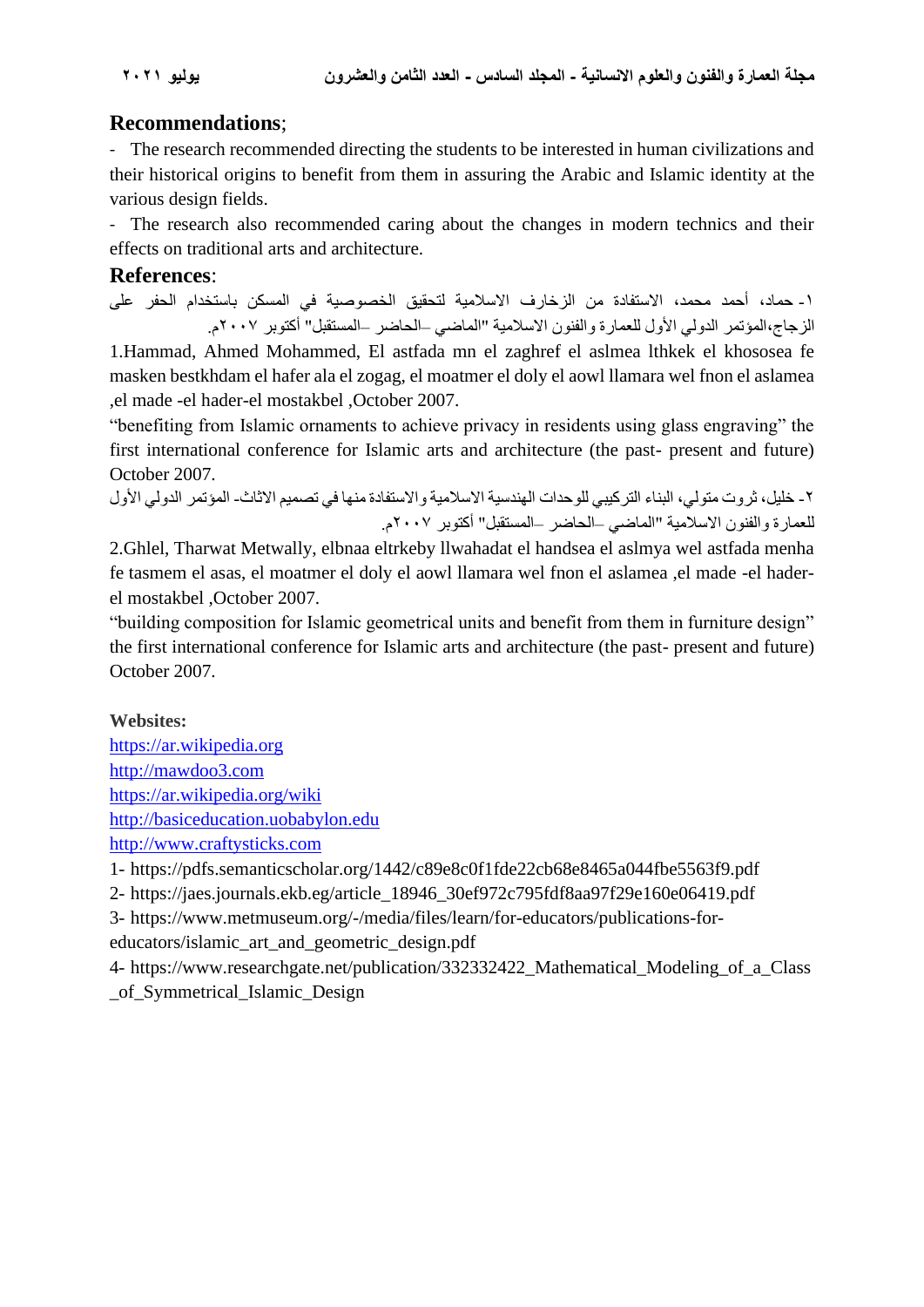## **Recommendations**;

- The research recommended directing the students to be interested in human civilizations and their historical origins to benefit from them in assuring the Arabic and Islamic identity at the various design fields.
- The research also recommended caring about the changes in modern technics and their effects on traditional arts and architecture.

## **References**:

١- حماد، أحمد محمد، الاستفادة من الزخارف الاسلامية لتحقيق الخصوصية في المسكن باستخدام الحفر على الزجاج،المؤتمر الدولي الأول للعمارة والفنون الاسلامية "الماضي –الحاضر –المستقبل" أكتوبر ٢٠٠٧م.

1.Hammad, Ahmed Mohammed, El astfada mn el zaghref el aslmea lthkek el khososea fe masken bestkhdam el hafer ala el zogag, el moatmer el doly el aowl llamara wel fnon el aslamea ,el made -el hader-el mostakbel ,October 2007.

“benefiting from Islamic ornaments to achieve privacy in residents using glass engraving” the first international conference for Islamic arts and architecture (the past- present and future) October 2007.

٢- خليل، ثروت متولي، البناء التركيبي للوحدات الهندسية الاسلامية والاستفادة منها في تصميم الاثاث- المؤتمر الدولي الأول للعمارة والفنون الاسلامية "الماضي –الحاضر –المستقبل" أكتوبر ٢٠٠٧م.

2.Ghlel, Tharwat Metwally, elbnaa eltrkeby llwahadat el handsea el aslmya wel astfada menha fe tasmem el asas, el moatmer el doly el aowl llamara wel fnon el aslamea ,el made -el hader-el mostakbel ,October 2007.

“building composition for Islamic geometrical units and benefit from them in furniture design” the first international conference for Islamic arts and architecture (the past- present and future) October 2007.

**Websites:**

https://ar.wikipedia.org

http://mawdoo3.com

https://ar.wikipedia.org/wiki

http://basiceducation.uobabylon.edu

http://www.craftysticks.com

1- https://pdfs.semanticscholar.org/1442/c89e8c0f1fde22cb68e8465a044fbe5563f9.pdf

2- https://jaes.journals.ekb.eg/article_18946_30ef972c795fdf8aa97f29e160e06419.pdf

3- https://www.metmuseum.org/-/media/files/learn/for-educators/publications-for-educators/islamic_art_and_geometric_design.pdf

4- https://www.researchgate.net/publication/332332422_Mathematical_Modeling_of_a_Class_of_Symmetrical_Islamic_Design